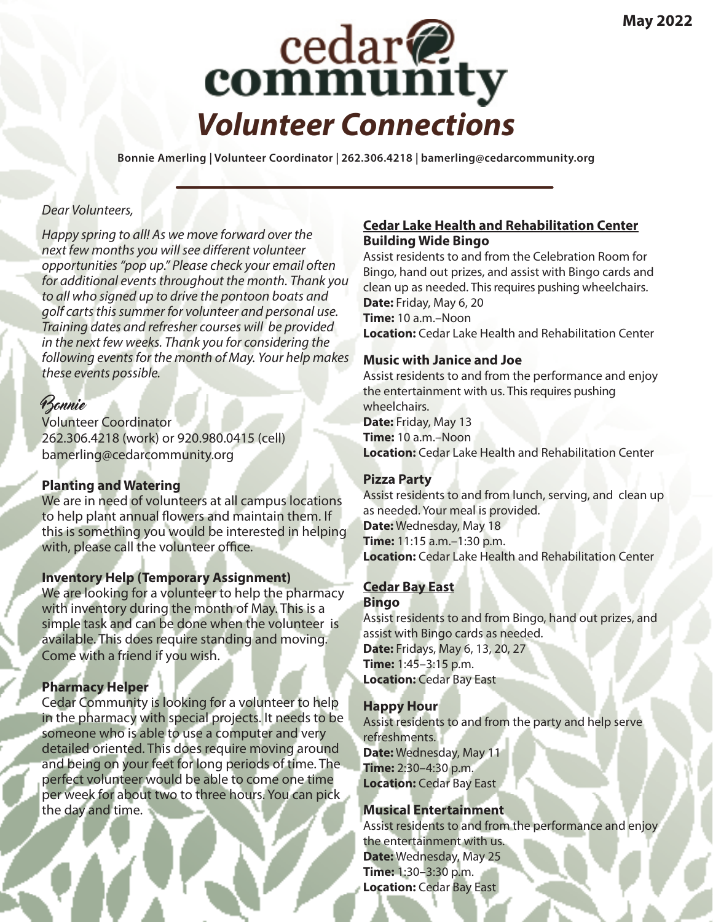May 2022

# cedar community

## *Volunteer Connections*

**Bonnie Amerling | Volunteer Coordinator | 262.306.4218 | bamerling@cedarcommunity.org**

*Dear Volunteers,*

*Happy spring to all! As we move forward over the next few months you will see different volunteer opportunities "pop up." Please check your email often for additional events throughout the month. Thank you to all who signed up to drive the pontoon boats and golf carts this summer for volunteer and personal use. Training dates and refresher courses will be provided in the next few weeks. Thank you for considering the following events for the month of May. Your help makes these events possible.*

*Bonnie*
Volunteer Coordinator
262.306.4218 (work) or 920.980.0415 (cell)
bamerling@cedarcommunity.org

### Planting and Watering

We are in need of volunteers at all campus locations to help plant annual flowers and maintain them. If this is something you would be interested in helping with, please call the volunteer office.

### Inventory Help (Temporary Assignment)

We are looking for a volunteer to help the pharmacy with inventory during the month of May. This is a simple task and can be done when the volunteer is available. This does require standing and moving. Come with a friend if you wish.

### Pharmacy Helper

Cedar Community is looking for a volunteer to help in the pharmacy with special projects. It needs to be someone who is able to use a computer and very detailed oriented. This does require moving around and being on your feet for long periods of time. The perfect volunteer would be able to come one time per week for about two to three hours. You can pick the day and time.

## Cedar Lake Health and Rehabilitation Center

### Building Wide Bingo

Assist residents to and from the Celebration Room for Bingo, hand out prizes, and assist with Bingo cards and clean up as needed. This requires pushing wheelchairs.
**Date:** Friday, May 6, 20
**Time:** 10 a.m.–Noon
**Location:** Cedar Lake Health and Rehabilitation Center

### Music with Janice and Joe

Assist residents to and from the performance and enjoy the entertainment with us. This requires pushing wheelchairs.
**Date:** Friday, May 13
**Time:** 10 a.m.–Noon
**Location:** Cedar Lake Health and Rehabilitation Center

### Pizza Party

Assist residents to and from lunch, serving, and clean up as needed. Your meal is provided.
**Date:** Wednesday, May 18
**Time:** 11:15 a.m.–1:30 p.m.
**Location:** Cedar Lake Health and Rehabilitation Center

## Cedar Bay East

### Bingo

Assist residents to and from Bingo, hand out prizes, and assist with Bingo cards as needed.
**Date:** Fridays, May 6, 13, 20, 27
**Time:** 1:45–3:15 p.m.
**Location:** Cedar Bay East

### Happy Hour

Assist residents to and from the party and help serve refreshments.
**Date:** Wednesday, May 11
**Time:** 2:30–4:30 p.m.
**Location:** Cedar Bay East

### Musical Entertainment

Assist residents to and from the performance and enjoy the entertainment with us.
**Date:** Wednesday, May 25
**Time:** 1:30–3:30 p.m.
**Location:** Cedar Bay East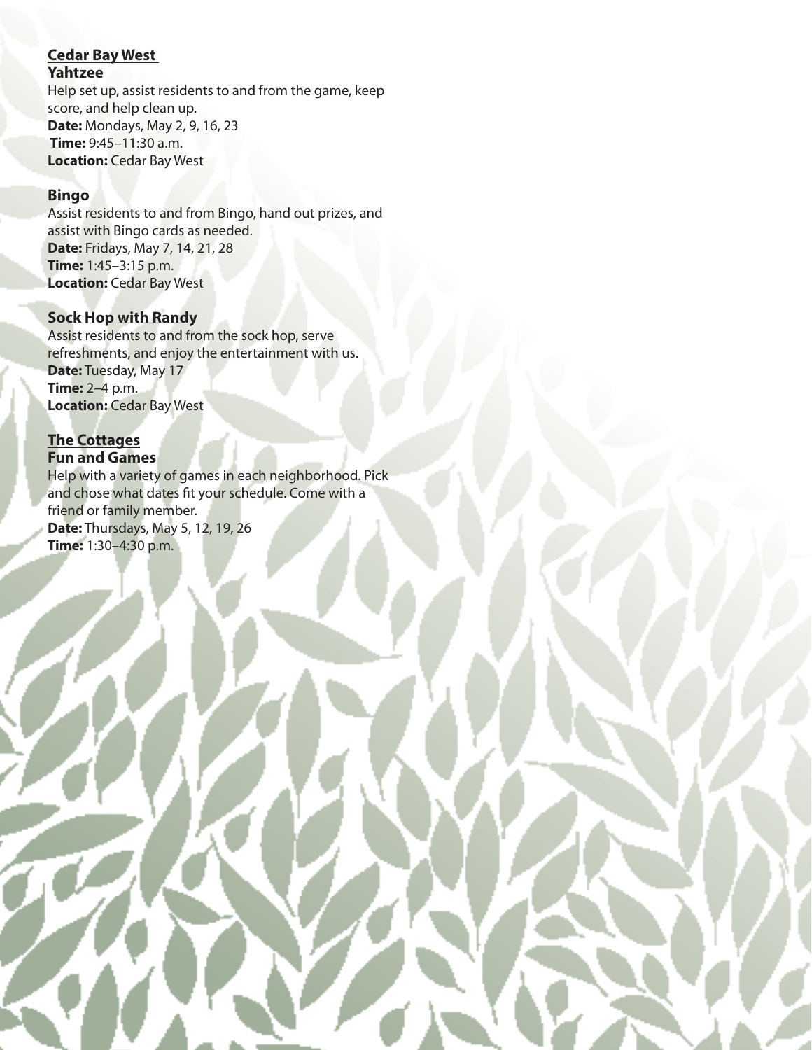## Cedar Bay West

### Yahtzee

Help set up, assist residents to and from the game, keep score, and help clean up.
**Date:** Mondays, May 2, 9, 16, 23
**Time:** 9:45–11:30 a.m.
**Location:** Cedar Bay West

### Bingo

Assist residents to and from Bingo, hand out prizes, and assist with Bingo cards as needed.
**Date:** Fridays, May 7, 14, 21, 28
**Time:** 1:45–3:15 p.m.
**Location:** Cedar Bay West

### Sock Hop with Randy

Assist residents to and from the sock hop, serve refreshments, and enjoy the entertainment with us.
**Date:** Tuesday, May 17
**Time:** 2–4 p.m.
**Location:** Cedar Bay West

## The Cottages

### Fun and Games

Help with a variety of games in each neighborhood. Pick and chose what dates fit your schedule. Come with a friend or family member.
**Date:** Thursdays, May 5, 12, 19, 26
**Time:** 1:30–4:30 p.m.